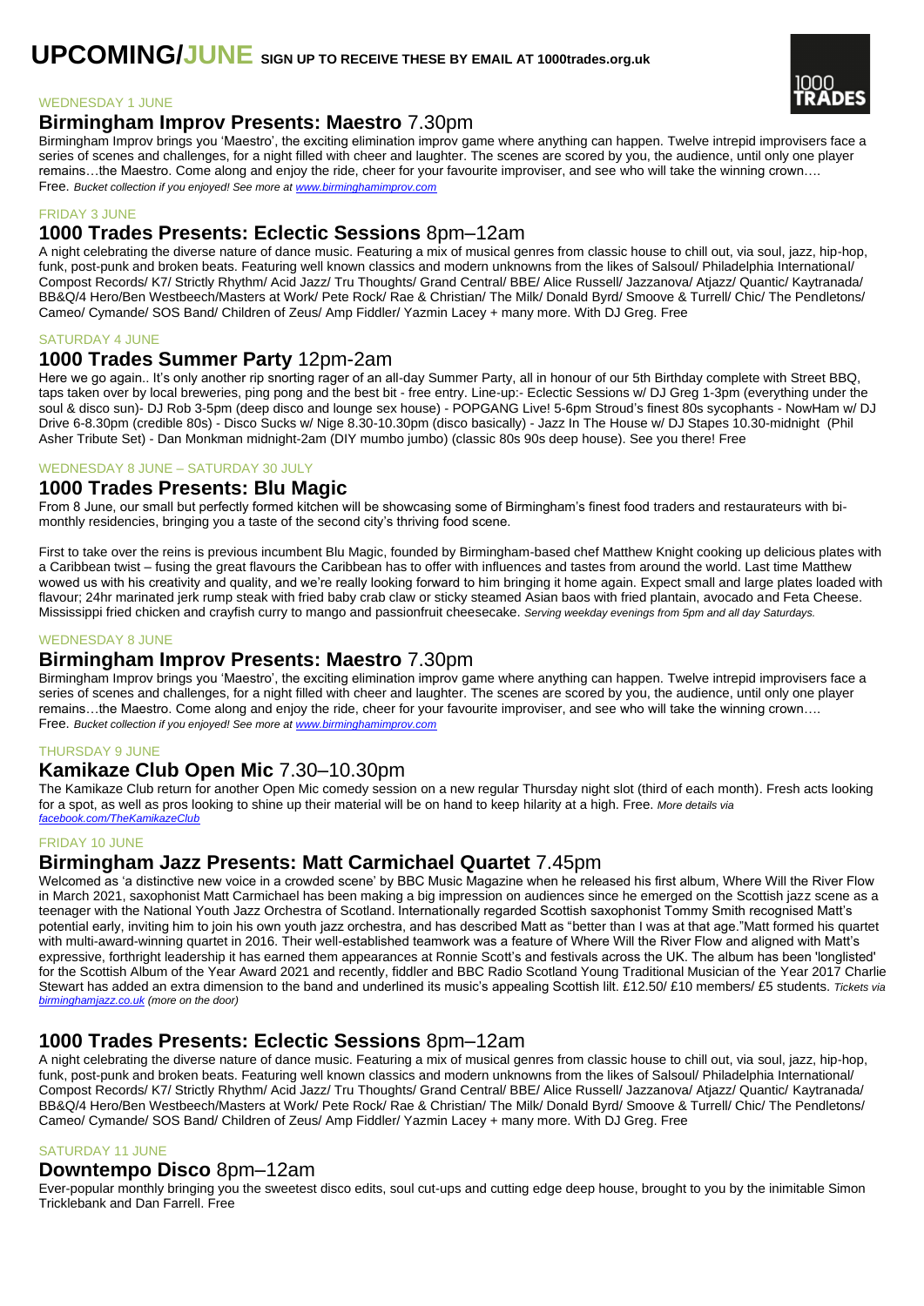# UPCOMING/JUNE SIGN UP TO RECEIVE THESE BY EMAIL AT 1000trades.org.uk

1000 TRADES

WEDNESDAY 1 JUNE

## Birmingham Improv Presents: Maestro 7.30pm

Birmingham Improv brings you 'Maestro', the exciting elimination improv game where anything can happen. Twelve intrepid improvisers face a series of scenes and challenges, for a night filled with cheer and laughter. The scenes are scored by you, the audience, until only one player remains…the Maestro. Come along and enjoy the ride, cheer for your favourite improviser, and see who will take the winning crown…. Free. *Bucket collection if you enjoyed! See more at www.birminghamimprov.com*

FRIDAY 3 JUNE

## 1000 Trades Presents: Eclectic Sessions 8pm–12am

A night celebrating the diverse nature of dance music. Featuring a mix of musical genres from classic house to chill out, via soul, jazz, hip-hop, funk, post-punk and broken beats. Featuring well known classics and modern unknowns from the likes of Salsoul/ Philadelphia International/ Compost Records/ K7/ Strictly Rhythm/ Acid Jazz/ Tru Thoughts/ Grand Central/ BBE/ Alice Russell/ Jazzanova/ Atjazz/ Quantic/ Kaytranada/ BB&Q/4 Hero/Ben Westbeech/Masters at Work/ Pete Rock/ Rae & Christian/ The Milk/ Donald Byrd/ Smoove & Turrell/ Chic/ The Pendletons/ Cameo/ Cymande/ SOS Band/ Children of Zeus/ Amp Fiddler/ Yazmin Lacey + many more. With DJ Greg. Free

SATURDAY 4 JUNE

## 1000 Trades Summer Party 12pm-2am

Here we go again.. It's only another rip snorting rager of an all-day Summer Party, all in honour of our 5th Birthday complete with Street BBQ, taps taken over by local breweries, ping pong and the best bit - free entry. Line-up:- Eclectic Sessions w/ DJ Greg 1-3pm (everything under the soul & disco sun)- DJ Rob 3-5pm (deep disco and lounge sex house) - POPGANG Live! 5-6pm Stroud's finest 80s sycophants - NowHam w/ DJ Drive 6-8.30pm (credible 80s) - Disco Sucks w/ Nige 8.30-10.30pm (disco basically) - Jazz In The House w/ DJ Stapes 10.30-midnight (Phil Asher Tribute Set) - Dan Monkman midnight-2am (DIY mumbo jumbo) (classic 80s 90s deep house). See you there! Free

WEDNESDAY 8 JUNE – SATURDAY 30 JULY

## 1000 Trades Presents: Blu Magic

From 8 June, our small but perfectly formed kitchen will be showcasing some of Birmingham's finest food traders and restaurateurs with bi-monthly residencies, bringing you a taste of the second city's thriving food scene.

First to take over the reins is previous incumbent Blu Magic, founded by Birmingham-based chef Matthew Knight cooking up delicious plates with a Caribbean twist – fusing the great flavours the Caribbean has to offer with influences and tastes from around the world. Last time Matthew wowed us with his creativity and quality, and we're really looking forward to him bringing it home again. Expect small and large plates loaded with flavour; 24hr marinated jerk rump steak with fried baby crab claw or sticky steamed Asian baos with fried plantain, avocado and Feta Cheese. Mississippi fried chicken and crayfish curry to mango and passionfruit cheesecake. *Serving weekday evenings from 5pm and all day Saturdays.*

WEDNESDAY 8 JUNE

## Birmingham Improv Presents: Maestro 7.30pm

Birmingham Improv brings you 'Maestro', the exciting elimination improv game where anything can happen. Twelve intrepid improvisers face a series of scenes and challenges, for a night filled with cheer and laughter. The scenes are scored by you, the audience, until only one player remains…the Maestro. Come along and enjoy the ride, cheer for your favourite improviser, and see who will take the winning crown…. Free. *Bucket collection if you enjoyed! See more at www.birminghamimprov.com*

THURSDAY 9 JUNE

## Kamikaze Club Open Mic 7.30–10.30pm

The Kamikaze Club return for another Open Mic comedy session on a new regular Thursday night slot (third of each month). Fresh acts looking for a spot, as well as pros looking to shine up their material will be on hand to keep hilarity at a high. Free. *More details via facebook.com/TheKamikazeClub*

FRIDAY 10 JUNE

## Birmingham Jazz Presents: Matt Carmichael Quartet 7.45pm

Welcomed as 'a distinctive new voice in a crowded scene' by BBC Music Magazine when he released his first album, Where Will the River Flow in March 2021, saxophonist Matt Carmichael has been making a big impression on audiences since he emerged on the Scottish jazz scene as a teenager with the National Youth Jazz Orchestra of Scotland. Internationally regarded Scottish saxophonist Tommy Smith recognised Matt's potential early, inviting him to join his own youth jazz orchestra, and has described Matt as "better than I was at that age."Matt formed his quartet with multi-award-winning quartet in 2016. Their well-established teamwork was a feature of Where Will the River Flow and aligned with Matt's expressive, forthright leadership it has earned them appearances at Ronnie Scott's and festivals across the UK. The album has been 'longlisted' for the Scottish Album of the Year Award 2021 and recently, fiddler and BBC Radio Scotland Young Traditional Musician of the Year 2017 Charlie Stewart has added an extra dimension to the band and underlined its music's appealing Scottish lilt. £12.50/ £10 members/ £5 students. *Tickets via birminghamjazz.co.uk (more on the door)*

## 1000 Trades Presents: Eclectic Sessions 8pm–12am

A night celebrating the diverse nature of dance music. Featuring a mix of musical genres from classic house to chill out, via soul, jazz, hip-hop, funk, post-punk and broken beats. Featuring well known classics and modern unknowns from the likes of Salsoul/ Philadelphia International/ Compost Records/ K7/ Strictly Rhythm/ Acid Jazz/ Tru Thoughts/ Grand Central/ BBE/ Alice Russell/ Jazzanova/ Atjazz/ Quantic/ Kaytranada/ BB&Q/4 Hero/Ben Westbeech/Masters at Work/ Pete Rock/ Rae & Christian/ The Milk/ Donald Byrd/ Smoove & Turrell/ Chic/ The Pendletons/ Cameo/ Cymande/ SOS Band/ Children of Zeus/ Amp Fiddler/ Yazmin Lacey + many more. With DJ Greg. Free

SATURDAY 11 JUNE

## Downtempo Disco 8pm–12am

Ever-popular monthly bringing you the sweetest disco edits, soul cut-ups and cutting edge deep house, brought to you by the inimitable Simon Tricklebank and Dan Farrell. Free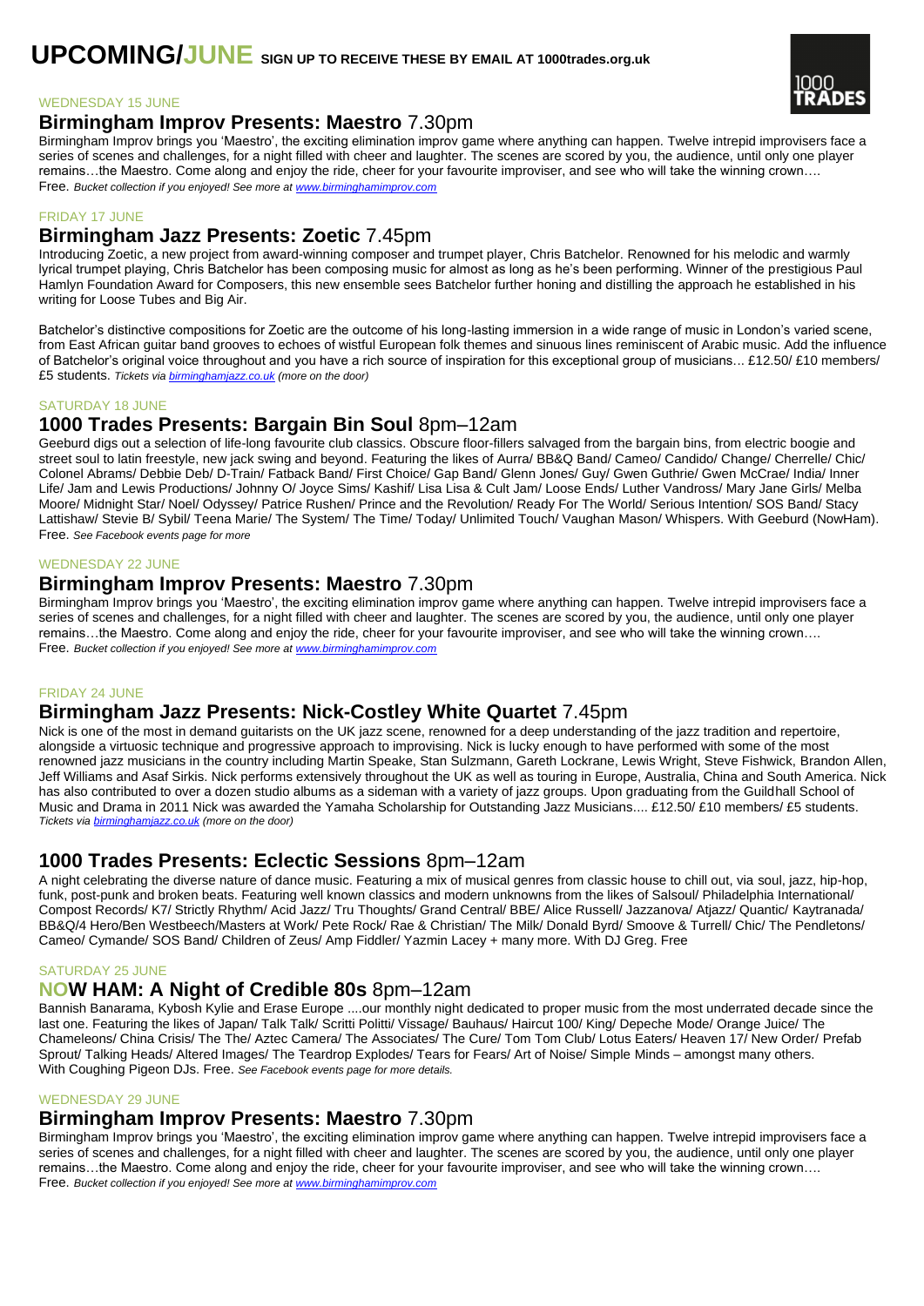# UPCOMING/JUNE SIGN UP TO RECEIVE THESE BY EMAIL AT 1000trades.org.uk

1000 TRADES

WEDNESDAY 15 JUNE

## Birmingham Improv Presents: Maestro 7.30pm

Birmingham Improv brings you 'Maestro', the exciting elimination improv game where anything can happen. Twelve intrepid improvisers face a series of scenes and challenges, for a night filled with cheer and laughter. The scenes are scored by you, the audience, until only one player remains…the Maestro. Come along and enjoy the ride, cheer for your favourite improviser, and see who will take the winning crown…. Free. *Bucket collection if you enjoyed! See more at www.birminghamimprov.com*

FRIDAY 17 JUNE

## Birmingham Jazz Presents: Zoetic 7.45pm

Introducing Zoetic, a new project from award-winning composer and trumpet player, Chris Batchelor. Renowned for his melodic and warmly lyrical trumpet playing, Chris Batchelor has been composing music for almost as long as he's been performing. Winner of the prestigious Paul Hamlyn Foundation Award for Composers, this new ensemble sees Batchelor further honing and distilling the approach he established in his writing for Loose Tubes and Big Air.

Batchelor's distinctive compositions for Zoetic are the outcome of his long-lasting immersion in a wide range of music in London's varied scene, from East African guitar band grooves to echoes of wistful European folk themes and sinuous lines reminiscent of Arabic music. Add the influence of Batchelor's original voice throughout and you have a rich source of inspiration for this exceptional group of musicians… £12.50/ £10 members/ £5 students. *Tickets via birminghamjazz.co.uk (more on the door)*

SATURDAY 18 JUNE

## 1000 Trades Presents: Bargain Bin Soul 8pm–12am

Geeburd digs out a selection of life-long favourite club classics. Obscure floor-fillers salvaged from the bargain bins, from electric boogie and street soul to latin freestyle, new jack swing and beyond. Featuring the likes of Aurra/ BB&Q Band/ Cameo/ Candido/ Change/ Cherrelle/ Chic/ Colonel Abrams/ Debbie Deb/ D-Train/ Fatback Band/ First Choice/ Gap Band/ Glenn Jones/ Guy/ Gwen Guthrie/ Gwen McCrae/ India/ Inner Life/ Jam and Lewis Productions/ Johnny O/ Joyce Sims/ Kashif/ Lisa Lisa & Cult Jam/ Loose Ends/ Luther Vandross/ Mary Jane Girls/ Melba Moore/ Midnight Star/ Noel/ Odyssey/ Patrice Rushen/ Prince and the Revolution/ Ready For The World/ Serious Intention/ SOS Band/ Stacy Lattishaw/ Stevie B/ Sybil/ Teena Marie/ The System/ The Time/ Today/ Unlimited Touch/ Vaughan Mason/ Whispers. With Geeburd (NowHam). Free. *See Facebook events page for more*

WEDNESDAY 22 JUNE

## Birmingham Improv Presents: Maestro 7.30pm

Birmingham Improv brings you 'Maestro', the exciting elimination improv game where anything can happen. Twelve intrepid improvisers face a series of scenes and challenges, for a night filled with cheer and laughter. The scenes are scored by you, the audience, until only one player remains…the Maestro. Come along and enjoy the ride, cheer for your favourite improviser, and see who will take the winning crown…. Free. *Bucket collection if you enjoyed! See more at www.birminghamimprov.com*

FRIDAY 24 JUNE

## Birmingham Jazz Presents: Nick-Costley White Quartet 7.45pm

Nick is one of the most in demand guitarists on the UK jazz scene, renowned for a deep understanding of the jazz tradition and repertoire, alongside a virtuosic technique and progressive approach to improvising. Nick is lucky enough to have performed with some of the most renowned jazz musicians in the country including Martin Speake, Stan Sulzmann, Gareth Lockrane, Lewis Wright, Steve Fishwick, Brandon Allen, Jeff Williams and Asaf Sirkis. Nick performs extensively throughout the UK as well as touring in Europe, Australia, China and South America. Nick has also contributed to over a dozen studio albums as a sideman with a variety of jazz groups. Upon graduating from the Guildhall School of Music and Drama in 2011 Nick was awarded the Yamaha Scholarship for Outstanding Jazz Musicians.... £12.50/ £10 members/ £5 students. *Tickets via birminghamjazz.co.uk (more on the door)*

## 1000 Trades Presents: Eclectic Sessions 8pm–12am

A night celebrating the diverse nature of dance music. Featuring a mix of musical genres from classic house to chill out, via soul, jazz, hip-hop, funk, post-punk and broken beats. Featuring well known classics and modern unknowns from the likes of Salsoul/ Philadelphia International/ Compost Records/ K7/ Strictly Rhythm/ Acid Jazz/ Tru Thoughts/ Grand Central/ BBE/ Alice Russell/ Jazzanova/ Atjazz/ Quantic/ Kaytranada/ BB&Q/4 Hero/Ben Westbeech/Masters at Work/ Pete Rock/ Rae & Christian/ The Milk/ Donald Byrd/ Smoove & Turrell/ Chic/ The Pendletons/ Cameo/ Cymande/ SOS Band/ Children of Zeus/ Amp Fiddler/ Yazmin Lacey + many more. With DJ Greg. Free

SATURDAY 25 JUNE

## NOW HAM: A Night of Credible 80s 8pm–12am

Bannish Banarama, Kybosh Kylie and Erase Europe ....our monthly night dedicated to proper music from the most underrated decade since the last one. Featuring the likes of Japan/ Talk Talk/ Scritti Politti/ Vissage/ Bauhaus/ Haircut 100/ King/ Depeche Mode/ Orange Juice/ The Chameleons/ China Crisis/ The The/ Aztec Camera/ The Associates/ The Cure/ Tom Tom Club/ Lotus Eaters/ Heaven 17/ New Order/ Prefab Sprout/ Talking Heads/ Altered Images/ The Teardrop Explodes/ Tears for Fears/ Art of Noise/ Simple Minds – amongst many others. With Coughing Pigeon DJs. Free. *See Facebook events page for more details.*

WEDNESDAY 29 JUNE

## Birmingham Improv Presents: Maestro 7.30pm

Birmingham Improv brings you 'Maestro', the exciting elimination improv game where anything can happen. Twelve intrepid improvisers face a series of scenes and challenges, for a night filled with cheer and laughter. The scenes are scored by you, the audience, until only one player remains…the Maestro. Come along and enjoy the ride, cheer for your favourite improviser, and see who will take the winning crown…. Free. *Bucket collection if you enjoyed! See more at www.birminghamimprov.com*